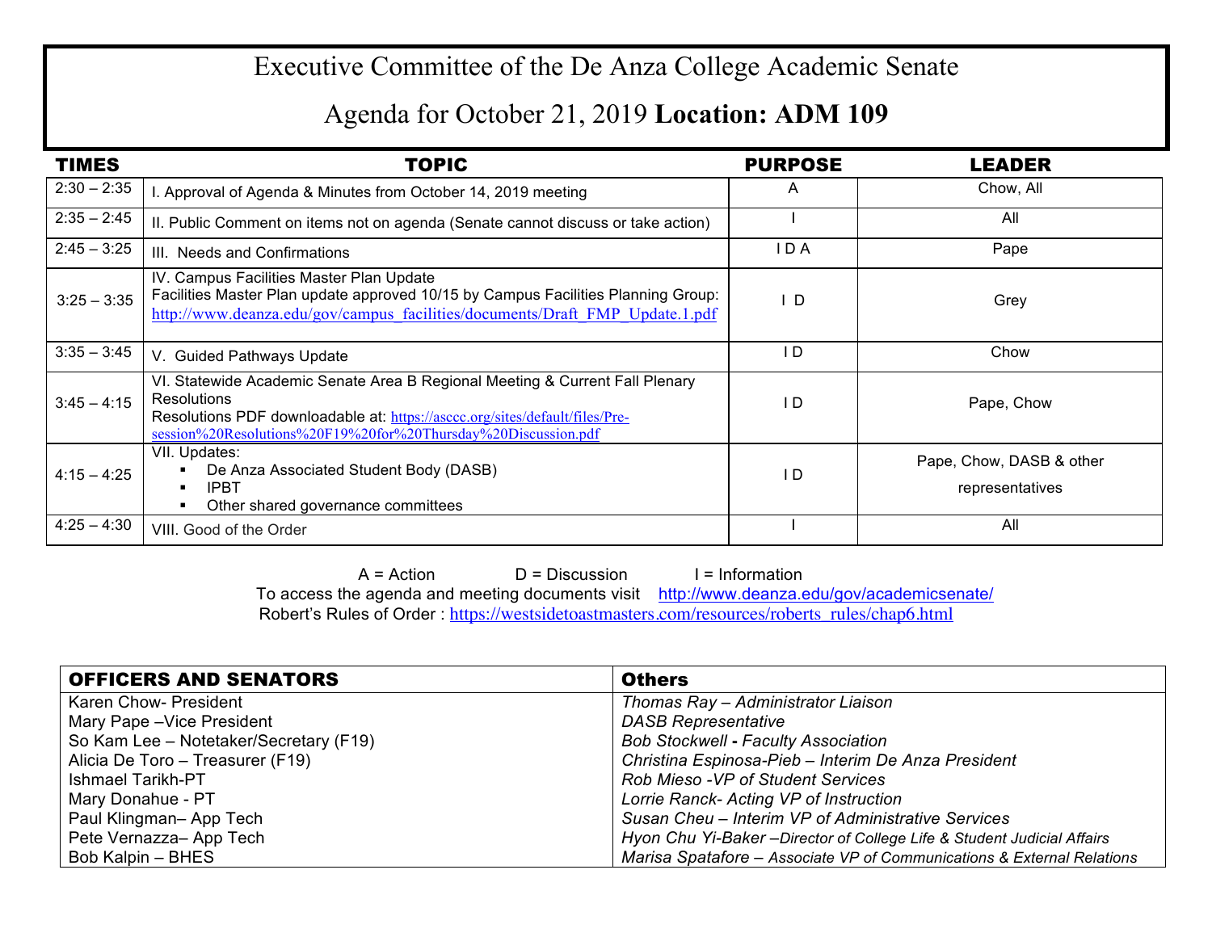# Executive Committee of the De Anza College Academic Senate

## Agenda for October 21, 2019 **Location: ADM 109**

| TIMES | TOPIC | PURPOSE | LEADER |
|---|---|---|---|
| 2:30 – 2:35 | I. Approval of Agenda & Minutes from October 14, 2019 meeting | A | Chow, All |
| 2:35 – 2:45 | II. Public Comment on items not on agenda (Senate cannot discuss or take action) | I | All |
| 2:45 – 3:25 | III. Needs and Confirmations | I D A | Pape |
| 3:25 – 3:35 | IV. Campus Facilities Master Plan Update<br>Facilities Master Plan update approved 10/15 by Campus Facilities Planning Group: http://www.deanza.edu/gov/campus_facilities/documents/Draft_FMP_Update.1.pdf | I D | Grey |
| 3:35 – 3:45 | V. Guided Pathways Update | I D | Chow |
| 3:45 – 4:15 | VI. Statewide Academic Senate Area B Regional Meeting & Current Fall Plenary Resolutions<br>Resolutions PDF downloadable at: https://asccc.org/sites/default/files/Pre-session%20Resolutions%20F19%20for%20Thursday%20Discussion.pdf | I D | Pape, Chow |
| 4:15 – 4:25 | VII. Updates:<br>▪ De Anza Associated Student Body (DASB)<br>▪ IPBT<br>▪ Other shared governance committees | I D | Pape, Chow, DASB & other representatives |
| 4:25 – 4:30 | VIII. Good of the Order | I | All |

A = Action D = Discussion I = Information

To access the agenda and meeting documents visit http://www.deanza.edu/gov/academicsenate/

Robert's Rules of Order : https://westsidetoastmasters.com/resources/roberts_rules/chap6.html

| OFFICERS AND SENATORS | Others |
|---|---|
| Karen Chow- President | *Thomas Ray – Administrator Liaison* |
| Mary Pape –Vice President | *DASB Representative* |
| So Kam Lee – Notetaker/Secretary (F19) | *Bob Stockwell - Faculty Association* |
| Alicia De Toro – Treasurer (F19) | *Christina Espinosa-Pieb – Interim De Anza President* |
| Ishmael Tarikh-PT | *Rob Mieso -VP of Student Services* |
| Mary Donahue - PT | *Lorrie Ranck- Acting VP of Instruction* |
| Paul Klingman– App Tech | *Susan Cheu – Interim VP of Administrative Services* |
| Pete Vernazza– App Tech | *Hyon Chu Yi-Baker –Director of College Life & Student Judicial Affairs* |
| Bob Kalpin – BHES | *Marisa Spatafore – Associate VP of Communications & External Relations* |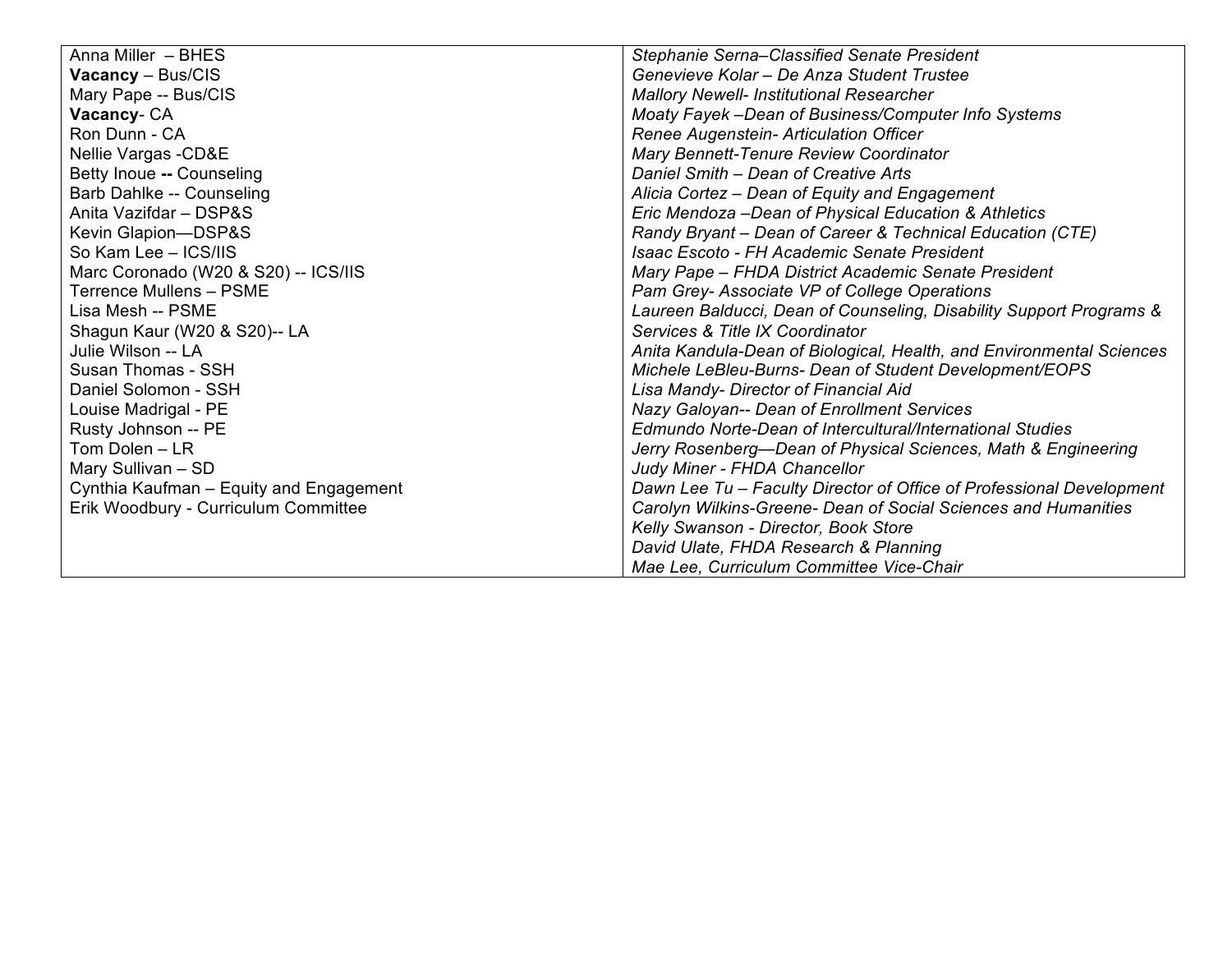| | |
|---|---|
| Anna Miller – BHES | *Stephanie Serna–Classified Senate President* |
| **Vacancy** – Bus/CIS | *Genevieve Kolar – De Anza Student Trustee* |
| Mary Pape -- Bus/CIS | *Mallory Newell- Institutional Researcher* |
| **Vacancy**- CA | *Moaty Fayek –Dean of Business/Computer Info Systems* |
| Ron Dunn - CA | *Renee Augenstein- Articulation Officer* |
| Nellie Vargas -CD&E | *Mary Bennett-Tenure Review Coordinator* |
| Betty Inoue **--** Counseling | *Daniel Smith – Dean of Creative Arts* |
| Barb Dahlke -- Counseling | *Alicia Cortez – Dean of Equity and Engagement* |
| Anita Vazifdar – DSP&S | *Eric Mendoza –Dean of Physical Education & Athletics* |
| Kevin Glapion—DSP&S | *Randy Bryant – Dean of Career & Technical Education (CTE)* |
| So Kam Lee – ICS/IIS | *Isaac Escoto - FH Academic Senate President* |
| Marc Coronado (W20 & S20) -- ICS/IIS | *Mary Pape – FHDA District Academic Senate President* |
| Terrence Mullens – PSME | *Pam Grey- Associate VP of College Operations* |
| Lisa Mesh -- PSME | *Laureen Balducci, Dean of Counseling, Disability Support Programs & Services & Title IX Coordinator* |
| Shagun Kaur (W20 & S20)-- LA | *Anita Kandula-Dean of Biological, Health, and Environmental Sciences* |
| Julie Wilson -- LA | *Michele LeBleu-Burns- Dean of Student Development/EOPS* |
| Susan Thomas - SSH | *Lisa Mandy- Director of Financial Aid* |
| Daniel Solomon - SSH | *Nazy Galoyan-- Dean of Enrollment Services* |
| Louise Madrigal - PE | *Edmundo Norte-Dean of Intercultural/International Studies* |
| Rusty Johnson -- PE | *Jerry Rosenberg—Dean of Physical Sciences, Math & Engineering* |
| Tom Dolen – LR | *Judy Miner - FHDA Chancellor* |
| Mary Sullivan – SD | *Dawn Lee Tu – Faculty Director of Office of Professional Development* |
| Cynthia Kaufman – Equity and Engagement | *Carolyn Wilkins-Greene- Dean of Social Sciences and Humanities* |
| Erik Woodbury - Curriculum Committee | *Kelly Swanson - Director, Book Store* |
| | *David Ulate, FHDA Research & Planning* |
| | *Mae Lee, Curriculum Committee Vice-Chair* |